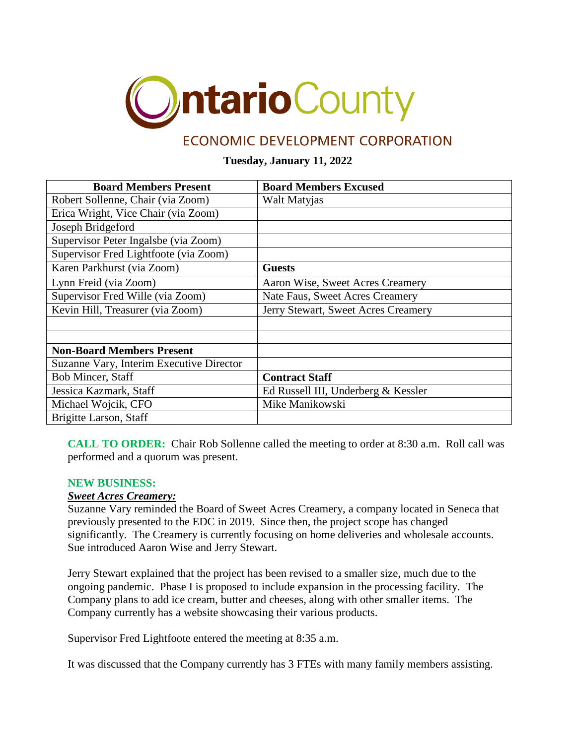# Ontario County

## ECONOMIC DEVELOPMENT CORPORATION

**Tuesday, January 11, 2022**

| Board Members Present | Board Members Excused |
|---|---|
| Robert Sollenne, Chair (via Zoom) | Walt Matyjas |
| Erica Wright, Vice Chair (via Zoom) | |
| Joseph Bridgeford | |
| Supervisor Peter Ingalsbe (via Zoom) | |
| Supervisor Fred Lightfoote (via Zoom) | |
| Karen Parkhurst (via Zoom) | **Guests** |
| Lynn Freid (via Zoom) | Aaron Wise, Sweet Acres Creamery |
| Supervisor Fred Wille (via Zoom) | Nate Faus, Sweet Acres Creamery |
| Kevin Hill, Treasurer (via Zoom) | Jerry Stewart, Sweet Acres Creamery |
| | |
| | |
| **Non-Board Members Present** | |
| Suzanne Vary, Interim Executive Director | |
| Bob Mincer, Staff | **Contract Staff** |
| Jessica Kazmark, Staff | Ed Russell III, Underberg & Kessler |
| Michael Wojcik, CFO | Mike Manikowski |
| Brigitte Larson, Staff | |

**CALL TO ORDER:** Chair Rob Sollenne called the meeting to order at 8:30 a.m. Roll call was performed and a quorum was present.

**NEW BUSINESS:**

***Sweet Acres Creamery:***

Suzanne Vary reminded the Board of Sweet Acres Creamery, a company located in Seneca that previously presented to the EDC in 2019. Since then, the project scope has changed significantly. The Creamery is currently focusing on home deliveries and wholesale accounts. Sue introduced Aaron Wise and Jerry Stewart.

Jerry Stewart explained that the project has been revised to a smaller size, much due to the ongoing pandemic. Phase I is proposed to include expansion in the processing facility. The Company plans to add ice cream, butter and cheeses, along with other smaller items. The Company currently has a website showcasing their various products.

Supervisor Fred Lightfoote entered the meeting at 8:35 a.m.

It was discussed that the Company currently has 3 FTEs with many family members assisting.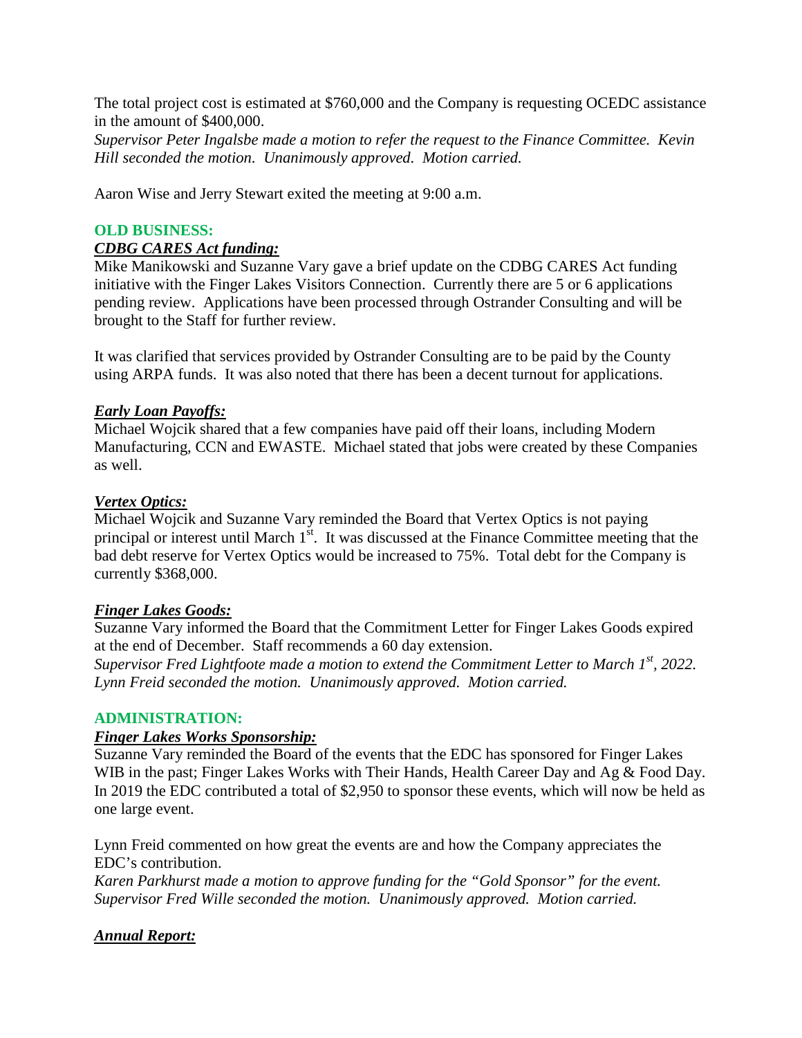The total project cost is estimated at $760,000 and the Company is requesting OCEDC assistance in the amount of $400,000.

*Supervisor Peter Ingalsbe made a motion to refer the request to the Finance Committee. Kevin Hill seconded the motion. Unanimously approved. Motion carried.*

Aaron Wise and Jerry Stewart exited the meeting at 9:00 a.m.

## OLD BUSINESS:

### *CDBG CARES Act funding:*

Mike Manikowski and Suzanne Vary gave a brief update on the CDBG CARES Act funding initiative with the Finger Lakes Visitors Connection. Currently there are 5 or 6 applications pending review. Applications have been processed through Ostrander Consulting and will be brought to the Staff for further review.

It was clarified that services provided by Ostrander Consulting are to be paid by the County using ARPA funds. It was also noted that there has been a decent turnout for applications.

### *Early Loan Payoffs:*

Michael Wojcik shared that a few companies have paid off their loans, including Modern Manufacturing, CCN and EWASTE. Michael stated that jobs were created by these Companies as well.

### *Vertex Optics:*

Michael Wojcik and Suzanne Vary reminded the Board that Vertex Optics is not paying principal or interest until March 1st. It was discussed at the Finance Committee meeting that the bad debt reserve for Vertex Optics would be increased to 75%. Total debt for the Company is currently $368,000.

### *Finger Lakes Goods:*

Suzanne Vary informed the Board that the Commitment Letter for Finger Lakes Goods expired at the end of December. Staff recommends a 60 day extension.

*Supervisor Fred Lightfoote made a motion to extend the Commitment Letter to March 1st, 2022. Lynn Freid seconded the motion. Unanimously approved. Motion carried.*

## ADMINISTRATION:

### *Finger Lakes Works Sponsorship:*

Suzanne Vary reminded the Board of the events that the EDC has sponsored for Finger Lakes WIB in the past; Finger Lakes Works with Their Hands, Health Career Day and Ag & Food Day. In 2019 the EDC contributed a total of $2,950 to sponsor these events, which will now be held as one large event.

Lynn Freid commented on how great the events are and how the Company appreciates the EDC's contribution.

*Karen Parkhurst made a motion to approve funding for the "Gold Sponsor" for the event. Supervisor Fred Wille seconded the motion. Unanimously approved. Motion carried.*

### *Annual Report:*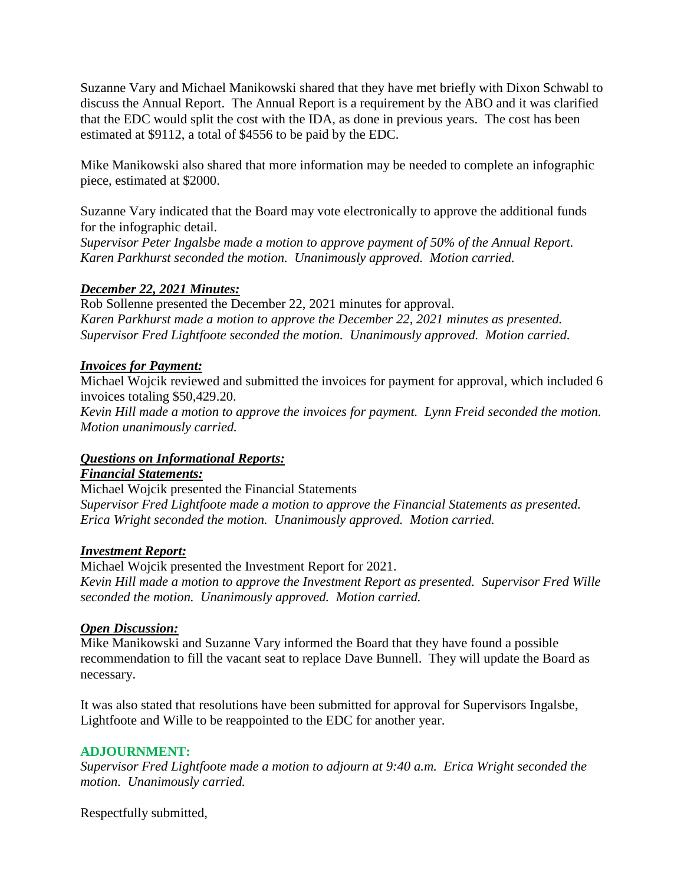Suzanne Vary and Michael Manikowski shared that they have met briefly with Dixon Schwabl to discuss the Annual Report. The Annual Report is a requirement by the ABO and it was clarified that the EDC would split the cost with the IDA, as done in previous years. The cost has been estimated at $9112, a total of $4556 to be paid by the EDC.

Mike Manikowski also shared that more information may be needed to complete an infographic piece, estimated at $2000.

Suzanne Vary indicated that the Board may vote electronically to approve the additional funds for the infographic detail.
*Supervisor Peter Ingalsbe made a motion to approve payment of 50% of the Annual Report. Karen Parkhurst seconded the motion. Unanimously approved. Motion carried.*

***December 22, 2021 Minutes:***

Rob Sollenne presented the December 22, 2021 minutes for approval.
*Karen Parkhurst made a motion to approve the December 22, 2021 minutes as presented. Supervisor Fred Lightfoote seconded the motion. Unanimously approved. Motion carried.*

***Invoices for Payment:***

Michael Wojcik reviewed and submitted the invoices for payment for approval, which included 6 invoices totaling $50,429.20.
*Kevin Hill made a motion to approve the invoices for payment. Lynn Freid seconded the motion. Motion unanimously carried.*

***Questions on Informational Reports:***

***Financial Statements:***

Michael Wojcik presented the Financial Statements
*Supervisor Fred Lightfoote made a motion to approve the Financial Statements as presented. Erica Wright seconded the motion. Unanimously approved. Motion carried.*

***Investment Report:***

Michael Wojcik presented the Investment Report for 2021.
*Kevin Hill made a motion to approve the Investment Report as presented. Supervisor Fred Wille seconded the motion. Unanimously approved. Motion carried.*

***Open Discussion:***

Mike Manikowski and Suzanne Vary informed the Board that they have found a possible recommendation to fill the vacant seat to replace Dave Bunnell. They will update the Board as necessary.

It was also stated that resolutions have been submitted for approval for Supervisors Ingalsbe, Lightfoote and Wille to be reappointed to the EDC for another year.

**ADJOURNMENT:**

*Supervisor Fred Lightfoote made a motion to adjourn at 9:40 a.m. Erica Wright seconded the motion. Unanimously carried.*

Respectfully submitted,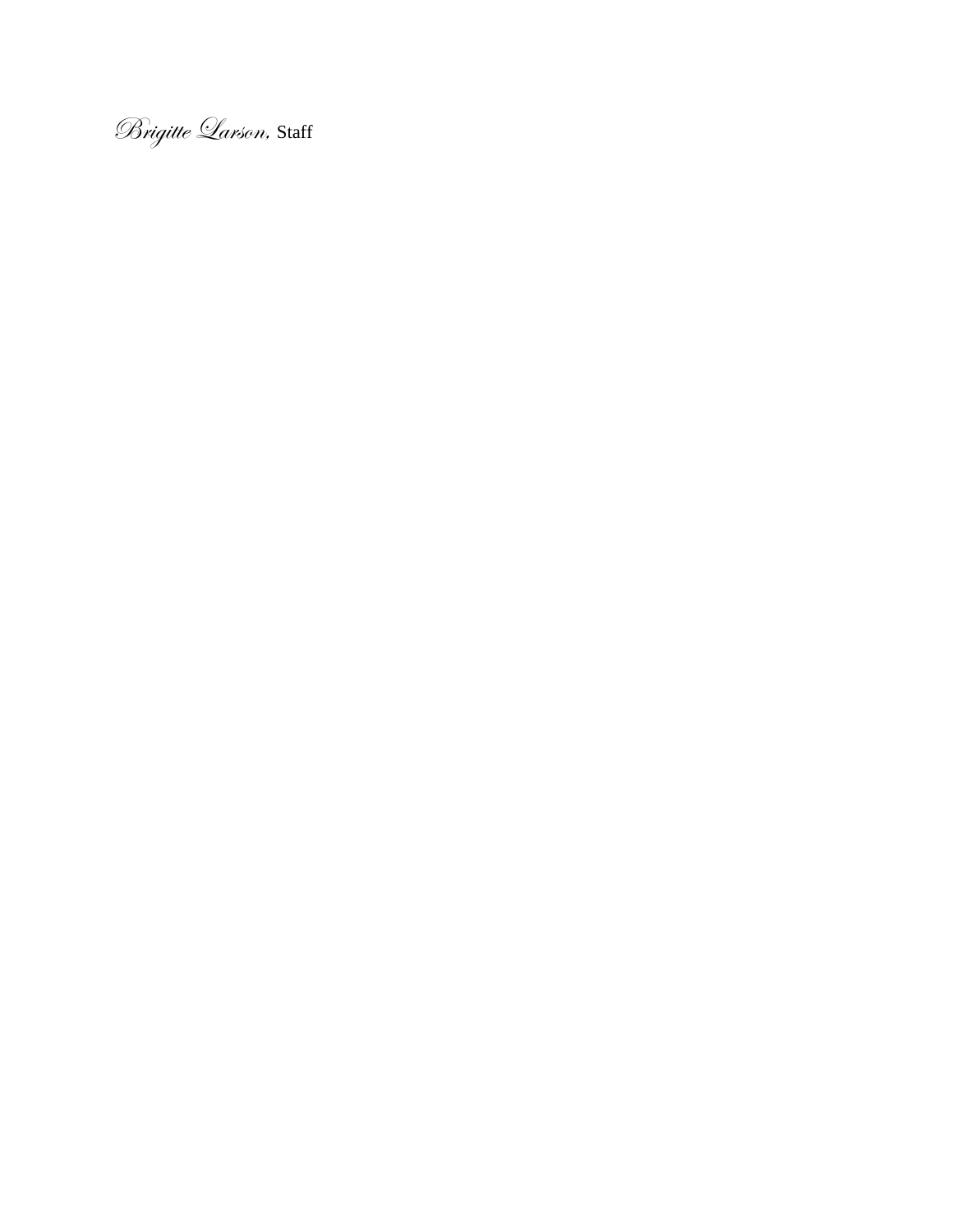*Brigitte Larson,* Staff